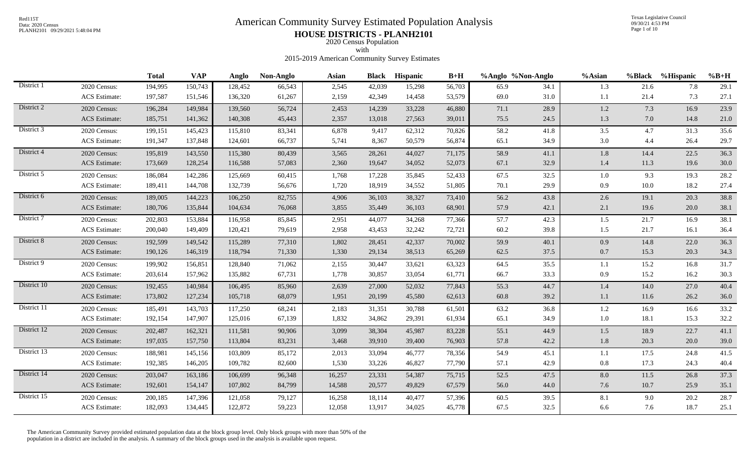# American Community Survey Estimated Population Analysis

## HOUSE DISTRICTS - PLANH2101

2020 Census Population

with

2015-2019 American Community Survey Estimates

| | | Total | VAP | Anglo | Non-Anglo | Asian | Black | Hispanic | B+H | %Anglo | %Non-Anglo | %Asian | %Black | %Hispanic | %B+H |
|---|---|---|---|---|---|---|---|---|---|---|---|---|---|---|---|
| District 1 | 2020 Census: | 194,995 | 150,743 | 128,452 | 66,543 | 2,545 | 42,039 | 15,298 | 56,703 | 65.9 | 34.1 | 1.3 | 21.6 | 7.8 | 29.1 |
| | ACS Estimate: | 197,587 | 151,546 | 136,320 | 61,267 | 2,159 | 42,349 | 14,458 | 53,579 | 69.0 | 31.0 | 1.1 | 21.4 | 7.3 | 27.1 |
| District 2 | 2020 Census: | 196,284 | 149,984 | 139,560 | 56,724 | 2,453 | 14,239 | 33,228 | 46,880 | 71.1 | 28.9 | 1.2 | 7.3 | 16.9 | 23.9 |
| | ACS Estimate: | 185,751 | 141,362 | 140,308 | 45,443 | 2,357 | 13,018 | 27,563 | 39,011 | 75.5 | 24.5 | 1.3 | 7.0 | 14.8 | 21.0 |
| District 3 | 2020 Census: | 199,151 | 145,423 | 115,810 | 83,341 | 6,878 | 9,417 | 62,312 | 70,826 | 58.2 | 41.8 | 3.5 | 4.7 | 31.3 | 35.6 |
| | ACS Estimate: | 191,347 | 137,848 | 124,601 | 66,737 | 5,741 | 8,367 | 50,579 | 56,874 | 65.1 | 34.9 | 3.0 | 4.4 | 26.4 | 29.7 |
| District 4 | 2020 Census: | 195,819 | 143,550 | 115,380 | 80,439 | 3,565 | 28,261 | 44,027 | 71,175 | 58.9 | 41.1 | 1.8 | 14.4 | 22.5 | 36.3 |
| | ACS Estimate: | 173,669 | 128,254 | 116,588 | 57,083 | 2,360 | 19,647 | 34,052 | 52,073 | 67.1 | 32.9 | 1.4 | 11.3 | 19.6 | 30.0 |
| District 5 | 2020 Census: | 186,084 | 142,286 | 125,669 | 60,415 | 1,768 | 17,228 | 35,845 | 52,433 | 67.5 | 32.5 | 1.0 | 9.3 | 19.3 | 28.2 |
| | ACS Estimate: | 189,411 | 144,708 | 132,739 | 56,676 | 1,720 | 18,919 | 34,552 | 51,805 | 70.1 | 29.9 | 0.9 | 10.0 | 18.2 | 27.4 |
| District 6 | 2020 Census: | 189,005 | 144,223 | 106,250 | 82,755 | 4,906 | 36,103 | 38,327 | 73,410 | 56.2 | 43.8 | 2.6 | 19.1 | 20.3 | 38.8 |
| | ACS Estimate: | 180,706 | 135,844 | 104,634 | 76,068 | 3,855 | 35,449 | 36,103 | 68,901 | 57.9 | 42.1 | 2.1 | 19.6 | 20.0 | 38.1 |
| District 7 | 2020 Census: | 202,803 | 153,884 | 116,958 | 85,845 | 2,951 | 44,077 | 34,268 | 77,366 | 57.7 | 42.3 | 1.5 | 21.7 | 16.9 | 38.1 |
| | ACS Estimate: | 200,040 | 149,409 | 120,421 | 79,619 | 2,958 | 43,453 | 32,242 | 72,721 | 60.2 | 39.8 | 1.5 | 21.7 | 16.1 | 36.4 |
| District 8 | 2020 Census: | 192,599 | 149,542 | 115,289 | 77,310 | 1,802 | 28,451 | 42,337 | 70,002 | 59.9 | 40.1 | 0.9 | 14.8 | 22.0 | 36.3 |
| | ACS Estimate: | 190,126 | 146,319 | 118,794 | 71,330 | 1,330 | 29,134 | 38,513 | 65,269 | 62.5 | 37.5 | 0.7 | 15.3 | 20.3 | 34.3 |
| District 9 | 2020 Census: | 199,902 | 156,851 | 128,840 | 71,062 | 2,155 | 30,447 | 33,621 | 63,323 | 64.5 | 35.5 | 1.1 | 15.2 | 16.8 | 31.7 |
| | ACS Estimate: | 203,614 | 157,962 | 135,882 | 67,731 | 1,778 | 30,857 | 33,054 | 61,771 | 66.7 | 33.3 | 0.9 | 15.2 | 16.2 | 30.3 |
| District 10 | 2020 Census: | 192,455 | 140,984 | 106,495 | 85,960 | 2,639 | 27,000 | 52,032 | 77,843 | 55.3 | 44.7 | 1.4 | 14.0 | 27.0 | 40.4 |
| | ACS Estimate: | 173,802 | 127,234 | 105,718 | 68,079 | 1,951 | 20,199 | 45,580 | 62,613 | 60.8 | 39.2 | 1.1 | 11.6 | 26.2 | 36.0 |
| District 11 | 2020 Census: | 185,491 | 143,703 | 117,250 | 68,241 | 2,183 | 31,351 | 30,788 | 61,501 | 63.2 | 36.8 | 1.2 | 16.9 | 16.6 | 33.2 |
| | ACS Estimate: | 192,154 | 147,907 | 125,016 | 67,139 | 1,832 | 34,862 | 29,391 | 61,934 | 65.1 | 34.9 | 1.0 | 18.1 | 15.3 | 32.2 |
| District 12 | 2020 Census: | 202,487 | 162,321 | 111,581 | 90,906 | 3,099 | 38,304 | 45,987 | 83,228 | 55.1 | 44.9 | 1.5 | 18.9 | 22.7 | 41.1 |
| | ACS Estimate: | 197,035 | 157,750 | 113,804 | 83,231 | 3,468 | 39,910 | 39,400 | 76,903 | 57.8 | 42.2 | 1.8 | 20.3 | 20.0 | 39.0 |
| District 13 | 2020 Census: | 188,981 | 145,156 | 103,809 | 85,172 | 2,013 | 33,094 | 46,777 | 78,356 | 54.9 | 45.1 | 1.1 | 17.5 | 24.8 | 41.5 |
| | ACS Estimate: | 192,385 | 146,205 | 109,782 | 82,600 | 1,530 | 33,226 | 46,827 | 77,790 | 57.1 | 42.9 | 0.8 | 17.3 | 24.3 | 40.4 |
| District 14 | 2020 Census: | 203,047 | 163,186 | 106,699 | 96,348 | 16,257 | 23,331 | 54,387 | 75,715 | 52.5 | 47.5 | 8.0 | 11.5 | 26.8 | 37.3 |
| | ACS Estimate: | 192,601 | 154,147 | 107,802 | 84,799 | 14,588 | 20,577 | 49,829 | 67,579 | 56.0 | 44.0 | 7.6 | 10.7 | 25.9 | 35.1 |
| District 15 | 2020 Census: | 200,185 | 147,396 | 121,058 | 79,127 | 16,258 | 18,114 | 40,477 | 57,396 | 60.5 | 39.5 | 8.1 | 9.0 | 20.2 | 28.7 |
| | ACS Estimate: | 182,093 | 134,445 | 122,872 | 59,223 | 12,058 | 13,917 | 34,025 | 45,778 | 67.5 | 32.5 | 6.6 | 7.6 | 18.7 | 25.1 |

The American Community Survey provided estimated population data at the block group level. Only block groups with more than 50% of the population in a district are included in the analysis. A summary of the block groups used in the analysis is available upon request.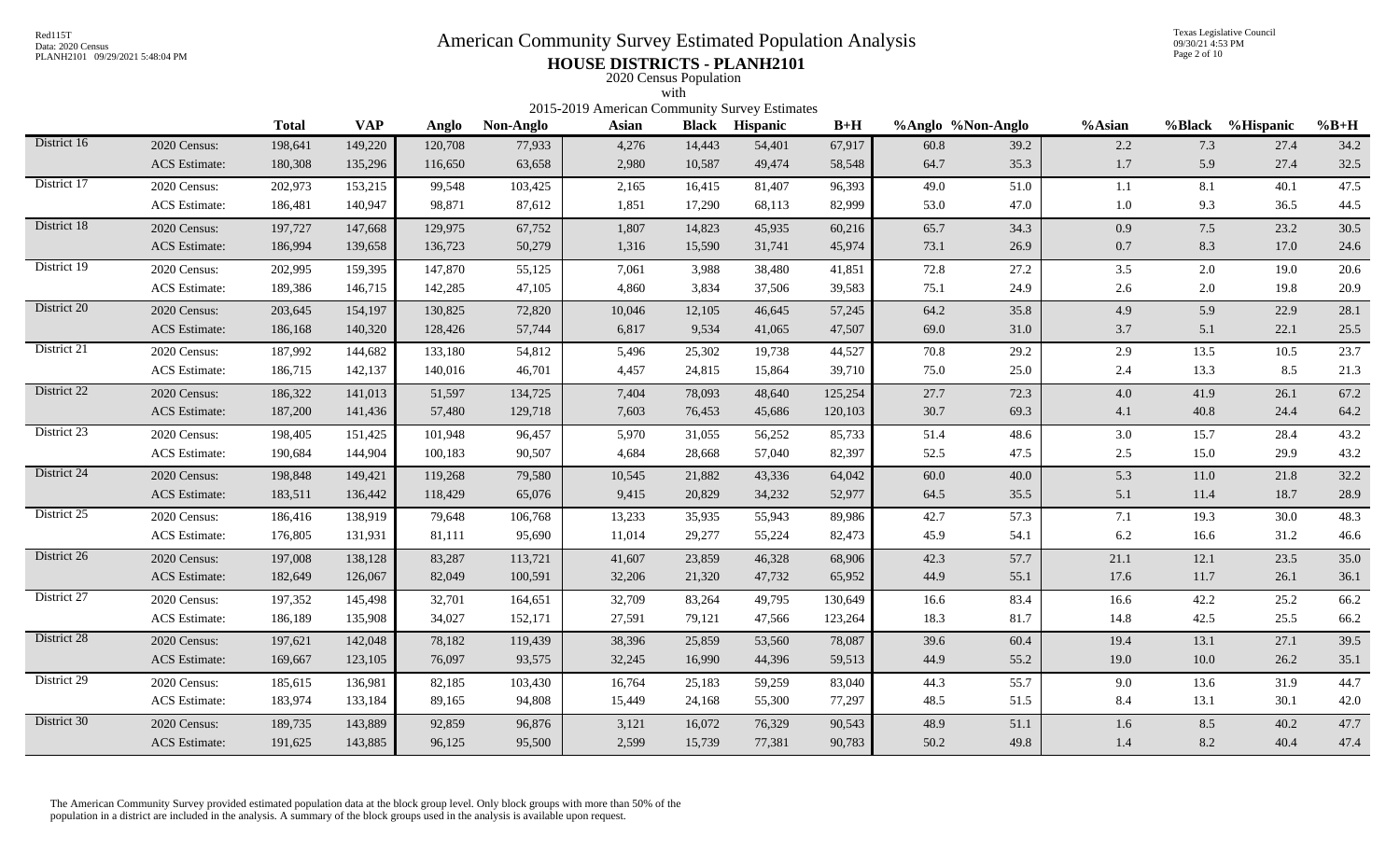# American Community Survey Estimated Population Analysis

## HOUSE DISTRICTS - PLANH2101

2020 Census Population

with

2015-2019 American Community Survey Estimates

| | | Total | VAP | Anglo | Non-Anglo | Asian | Black | Hispanic | B+H | %Anglo | %Non-Anglo | %Asian | %Black | %Hispanic | %B+H |
|---|---|---|---|---|---|---|---|---|---|---|---|---|---|---|---|
| District 16 | 2020 Census: | 198,641 | 149,220 | 120,708 | 77,933 | 4,276 | 14,443 | 54,401 | 67,917 | 60.8 | 39.2 | 2.2 | 7.3 | 27.4 | 34.2 |
| | ACS Estimate: | 180,308 | 135,296 | 116,650 | 63,658 | 2,980 | 10,587 | 49,474 | 58,548 | 64.7 | 35.3 | 1.7 | 5.9 | 27.4 | 32.5 |
| District 17 | 2020 Census: | 202,973 | 153,215 | 99,548 | 103,425 | 2,165 | 16,415 | 81,407 | 96,393 | 49.0 | 51.0 | 1.1 | 8.1 | 40.1 | 47.5 |
| | ACS Estimate: | 186,481 | 140,947 | 98,871 | 87,612 | 1,851 | 17,290 | 68,113 | 82,999 | 53.0 | 47.0 | 1.0 | 9.3 | 36.5 | 44.5 |
| District 18 | 2020 Census: | 197,727 | 147,668 | 129,975 | 67,752 | 1,807 | 14,823 | 45,935 | 60,216 | 65.7 | 34.3 | 0.9 | 7.5 | 23.2 | 30.5 |
| | ACS Estimate: | 186,994 | 139,658 | 136,723 | 50,279 | 1,316 | 15,590 | 31,741 | 45,974 | 73.1 | 26.9 | 0.7 | 8.3 | 17.0 | 24.6 |
| District 19 | 2020 Census: | 202,995 | 159,395 | 147,870 | 55,125 | 7,061 | 3,988 | 38,480 | 41,851 | 72.8 | 27.2 | 3.5 | 2.0 | 19.0 | 20.6 |
| | ACS Estimate: | 189,386 | 146,715 | 142,285 | 47,105 | 4,860 | 3,834 | 37,506 | 39,583 | 75.1 | 24.9 | 2.6 | 2.0 | 19.8 | 20.9 |
| District 20 | 2020 Census: | 203,645 | 154,197 | 130,825 | 72,820 | 10,046 | 12,105 | 46,645 | 57,245 | 64.2 | 35.8 | 4.9 | 5.9 | 22.9 | 28.1 |
| | ACS Estimate: | 186,168 | 140,320 | 128,426 | 57,744 | 6,817 | 9,534 | 41,065 | 47,507 | 69.0 | 31.0 | 3.7 | 5.1 | 22.1 | 25.5 |
| District 21 | 2020 Census: | 187,992 | 144,682 | 133,180 | 54,812 | 5,496 | 25,302 | 19,738 | 44,527 | 70.8 | 29.2 | 2.9 | 13.5 | 10.5 | 23.7 |
| | ACS Estimate: | 186,715 | 142,137 | 140,016 | 46,701 | 4,457 | 24,815 | 15,864 | 39,710 | 75.0 | 25.0 | 2.4 | 13.3 | 8.5 | 21.3 |
| District 22 | 2020 Census: | 186,322 | 141,013 | 51,597 | 134,725 | 7,404 | 78,093 | 48,640 | 125,254 | 27.7 | 72.3 | 4.0 | 41.9 | 26.1 | 67.2 |
| | ACS Estimate: | 187,200 | 141,436 | 57,480 | 129,718 | 7,603 | 76,453 | 45,686 | 120,103 | 30.7 | 69.3 | 4.1 | 40.8 | 24.4 | 64.2 |
| District 23 | 2020 Census: | 198,405 | 151,425 | 101,948 | 96,457 | 5,970 | 31,055 | 56,252 | 85,733 | 51.4 | 48.6 | 3.0 | 15.7 | 28.4 | 43.2 |
| | ACS Estimate: | 190,684 | 144,904 | 100,183 | 90,507 | 4,684 | 28,668 | 57,040 | 82,397 | 52.5 | 47.5 | 2.5 | 15.0 | 29.9 | 43.2 |
| District 24 | 2020 Census: | 198,848 | 149,421 | 119,268 | 79,580 | 10,545 | 21,882 | 43,336 | 64,042 | 60.0 | 40.0 | 5.3 | 11.0 | 21.8 | 32.2 |
| | ACS Estimate: | 183,511 | 136,442 | 118,429 | 65,076 | 9,415 | 20,829 | 34,232 | 52,977 | 64.5 | 35.5 | 5.1 | 11.4 | 18.7 | 28.9 |
| District 25 | 2020 Census: | 186,416 | 138,919 | 79,648 | 106,768 | 13,233 | 35,935 | 55,943 | 89,986 | 42.7 | 57.3 | 7.1 | 19.3 | 30.0 | 48.3 |
| | ACS Estimate: | 176,805 | 131,931 | 81,111 | 95,690 | 11,014 | 29,277 | 55,224 | 82,473 | 45.9 | 54.1 | 6.2 | 16.6 | 31.2 | 46.6 |
| District 26 | 2020 Census: | 197,008 | 138,128 | 83,287 | 113,721 | 41,607 | 23,859 | 46,328 | 68,906 | 42.3 | 57.7 | 21.1 | 12.1 | 23.5 | 35.0 |
| | ACS Estimate: | 182,649 | 126,067 | 82,049 | 100,591 | 32,206 | 21,320 | 47,732 | 65,952 | 44.9 | 55.1 | 17.6 | 11.7 | 26.1 | 36.1 |
| District 27 | 2020 Census: | 197,352 | 145,498 | 32,701 | 164,651 | 32,709 | 83,264 | 49,795 | 130,649 | 16.6 | 83.4 | 16.6 | 42.2 | 25.2 | 66.2 |
| | ACS Estimate: | 186,189 | 135,908 | 34,027 | 152,171 | 27,591 | 79,121 | 47,566 | 123,264 | 18.3 | 81.7 | 14.8 | 42.5 | 25.5 | 66.2 |
| District 28 | 2020 Census: | 197,621 | 142,048 | 78,182 | 119,439 | 38,396 | 25,859 | 53,560 | 78,087 | 39.6 | 60.4 | 19.4 | 13.1 | 27.1 | 39.5 |
| | ACS Estimate: | 169,667 | 123,105 | 76,097 | 93,575 | 32,245 | 16,990 | 44,396 | 59,513 | 44.9 | 55.2 | 19.0 | 10.0 | 26.2 | 35.1 |
| District 29 | 2020 Census: | 185,615 | 136,981 | 82,185 | 103,430 | 16,764 | 25,183 | 59,259 | 83,040 | 44.3 | 55.7 | 9.0 | 13.6 | 31.9 | 44.7 |
| | ACS Estimate: | 183,974 | 133,184 | 89,165 | 94,808 | 15,449 | 24,168 | 55,300 | 77,297 | 48.5 | 51.5 | 8.4 | 13.1 | 30.1 | 42.0 |
| District 30 | 2020 Census: | 189,735 | 143,889 | 92,859 | 96,876 | 3,121 | 16,072 | 76,329 | 90,543 | 48.9 | 51.1 | 1.6 | 8.5 | 40.2 | 47.7 |
| | ACS Estimate: | 191,625 | 143,885 | 96,125 | 95,500 | 2,599 | 15,739 | 77,381 | 90,783 | 50.2 | 49.8 | 1.4 | 8.2 | 40.4 | 47.4 |

The American Community Survey provided estimated population data at the block group level. Only block groups with more than 50% of the population in a district are included in the analysis. A summary of the block groups used in the analysis is available upon request.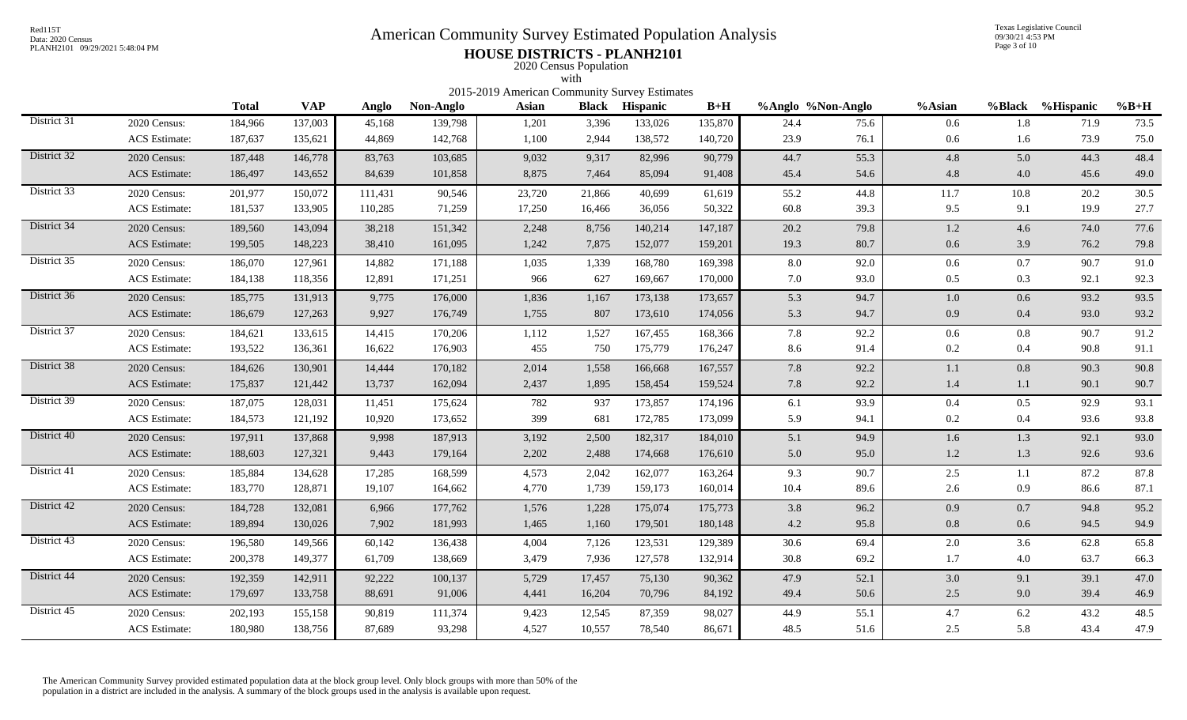# American Community Survey Estimated Population Analysis

## HOUSE DISTRICTS - PLANH2101

2020 Census Population
with
2015-2019 American Community Survey Estimates

| | | Total | VAP | Anglo | Non-Anglo | Asian | Black | Hispanic | B+H | %Anglo | %Non-Anglo | %Asian | %Black | %Hispanic | %B+H |
|---|---|---|---|---|---|---|---|---|---|---|---|---|---|---|---|
| District 31 | 2020 Census: | 184,966 | 137,003 | 45,168 | 139,798 | 1,201 | 3,396 | 133,026 | 135,870 | 24.4 | 75.6 | 0.6 | 1.8 | 71.9 | 73.5 |
| | ACS Estimate: | 187,637 | 135,621 | 44,869 | 142,768 | 1,100 | 2,944 | 138,572 | 140,720 | 23.9 | 76.1 | 0.6 | 1.6 | 73.9 | 75.0 |
| District 32 | 2020 Census: | 187,448 | 146,778 | 83,763 | 103,685 | 9,032 | 9,317 | 82,996 | 90,779 | 44.7 | 55.3 | 4.8 | 5.0 | 44.3 | 48.4 |
| | ACS Estimate: | 186,497 | 143,652 | 84,639 | 101,858 | 8,875 | 7,464 | 85,094 | 91,408 | 45.4 | 54.6 | 4.8 | 4.0 | 45.6 | 49.0 |
| District 33 | 2020 Census: | 201,977 | 150,072 | 111,431 | 90,546 | 23,720 | 21,866 | 40,699 | 61,619 | 55.2 | 44.8 | 11.7 | 10.8 | 20.2 | 30.5 |
| | ACS Estimate: | 181,537 | 133,905 | 110,285 | 71,259 | 17,250 | 16,466 | 36,056 | 50,322 | 60.8 | 39.3 | 9.5 | 9.1 | 19.9 | 27.7 |
| District 34 | 2020 Census: | 189,560 | 143,094 | 38,218 | 151,342 | 2,248 | 8,756 | 140,214 | 147,187 | 20.2 | 79.8 | 1.2 | 4.6 | 74.0 | 77.6 |
| | ACS Estimate: | 199,505 | 148,223 | 38,410 | 161,095 | 1,242 | 7,875 | 152,077 | 159,201 | 19.3 | 80.7 | 0.6 | 3.9 | 76.2 | 79.8 |
| District 35 | 2020 Census: | 186,070 | 127,961 | 14,882 | 171,188 | 1,035 | 1,339 | 168,780 | 169,398 | 8.0 | 92.0 | 0.6 | 0.7 | 90.7 | 91.0 |
| | ACS Estimate: | 184,138 | 118,356 | 12,891 | 171,251 | 966 | 627 | 169,667 | 170,000 | 7.0 | 93.0 | 0.5 | 0.3 | 92.1 | 92.3 |
| District 36 | 2020 Census: | 185,775 | 131,913 | 9,775 | 176,000 | 1,836 | 1,167 | 173,138 | 173,657 | 5.3 | 94.7 | 1.0 | 0.6 | 93.2 | 93.5 |
| | ACS Estimate: | 186,679 | 127,263 | 9,927 | 176,749 | 1,755 | 807 | 173,610 | 174,056 | 5.3 | 94.7 | 0.9 | 0.4 | 93.0 | 93.2 |
| District 37 | 2020 Census: | 184,621 | 133,615 | 14,415 | 170,206 | 1,112 | 1,527 | 167,455 | 168,366 | 7.8 | 92.2 | 0.6 | 0.8 | 90.7 | 91.2 |
| | ACS Estimate: | 193,522 | 136,361 | 16,622 | 176,903 | 455 | 750 | 175,779 | 176,247 | 8.6 | 91.4 | 0.2 | 0.4 | 90.8 | 91.1 |
| District 38 | 2020 Census: | 184,626 | 130,901 | 14,444 | 170,182 | 2,014 | 1,558 | 166,668 | 167,557 | 7.8 | 92.2 | 1.1 | 0.8 | 90.3 | 90.8 |
| | ACS Estimate: | 175,837 | 121,442 | 13,737 | 162,094 | 2,437 | 1,895 | 158,454 | 159,524 | 7.8 | 92.2 | 1.4 | 1.1 | 90.1 | 90.7 |
| District 39 | 2020 Census: | 187,075 | 128,031 | 11,451 | 175,624 | 782 | 937 | 173,857 | 174,196 | 6.1 | 93.9 | 0.4 | 0.5 | 92.9 | 93.1 |
| | ACS Estimate: | 184,573 | 121,192 | 10,920 | 173,652 | 399 | 681 | 172,785 | 173,099 | 5.9 | 94.1 | 0.2 | 0.4 | 93.6 | 93.8 |
| District 40 | 2020 Census: | 197,911 | 137,868 | 9,998 | 187,913 | 3,192 | 2,500 | 182,317 | 184,010 | 5.1 | 94.9 | 1.6 | 1.3 | 92.1 | 93.0 |
| | ACS Estimate: | 188,603 | 127,321 | 9,443 | 179,164 | 2,202 | 2,488 | 174,668 | 176,610 | 5.0 | 95.0 | 1.2 | 1.3 | 92.6 | 93.6 |
| District 41 | 2020 Census: | 185,884 | 134,628 | 17,285 | 168,599 | 4,573 | 2,042 | 162,077 | 163,264 | 9.3 | 90.7 | 2.5 | 1.1 | 87.2 | 87.8 |
| | ACS Estimate: | 183,770 | 128,871 | 19,107 | 164,662 | 4,770 | 1,739 | 159,173 | 160,014 | 10.4 | 89.6 | 2.6 | 0.9 | 86.6 | 87.1 |
| District 42 | 2020 Census: | 184,728 | 132,081 | 6,966 | 177,762 | 1,576 | 1,228 | 175,074 | 175,773 | 3.8 | 96.2 | 0.9 | 0.7 | 94.8 | 95.2 |
| | ACS Estimate: | 189,894 | 130,026 | 7,902 | 181,993 | 1,465 | 1,160 | 179,501 | 180,148 | 4.2 | 95.8 | 0.8 | 0.6 | 94.5 | 94.9 |
| District 43 | 2020 Census: | 196,580 | 149,566 | 60,142 | 136,438 | 4,004 | 7,126 | 123,531 | 129,389 | 30.6 | 69.4 | 2.0 | 3.6 | 62.8 | 65.8 |
| | ACS Estimate: | 200,378 | 149,377 | 61,709 | 138,669 | 3,479 | 7,936 | 127,578 | 132,914 | 30.8 | 69.2 | 1.7 | 4.0 | 63.7 | 66.3 |
| District 44 | 2020 Census: | 192,359 | 142,911 | 92,222 | 100,137 | 5,729 | 17,457 | 75,130 | 90,362 | 47.9 | 52.1 | 3.0 | 9.1 | 39.1 | 47.0 |
| | ACS Estimate: | 179,697 | 133,758 | 88,691 | 91,006 | 4,441 | 16,204 | 70,796 | 84,192 | 49.4 | 50.6 | 2.5 | 9.0 | 39.4 | 46.9 |
| District 45 | 2020 Census: | 202,193 | 155,158 | 90,819 | 111,374 | 9,423 | 12,545 | 87,359 | 98,027 | 44.9 | 55.1 | 4.7 | 6.2 | 43.2 | 48.5 |
| | ACS Estimate: | 180,980 | 138,756 | 87,689 | 93,298 | 4,527 | 10,557 | 78,540 | 86,671 | 48.5 | 51.6 | 2.5 | 5.8 | 43.4 | 47.9 |

The American Community Survey provided estimated population data at the block group level. Only block groups with more than 50% of the population in a district are included in the analysis. A summary of the block groups used in the analysis is available upon request.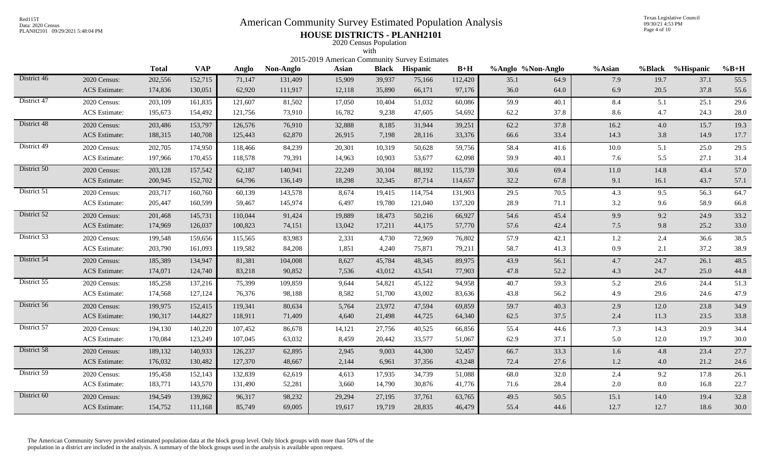# American Community Survey Estimated Population Analysis

## HOUSE DISTRICTS - PLANH2101

2020 Census Population
with
2015-2019 American Community Survey Estimates

| | | Total | VAP | Anglo | Non-Anglo | Asian | Black | Hispanic | B+H | %Anglo | %Non-Anglo | %Asian | %Black | %Hispanic | %B+H |
|---|---|---|---|---|---|---|---|---|---|---|---|---|---|---|---|
| District 46 | 2020 Census: | 202,556 | 152,715 | 71,147 | 131,409 | 15,909 | 39,937 | 75,166 | 112,420 | 35.1 | 64.9 | 7.9 | 19.7 | 37.1 | 55.5 |
| | ACS Estimate: | 174,836 | 130,051 | 62,920 | 111,917 | 12,118 | 35,890 | 66,171 | 97,176 | 36.0 | 64.0 | 6.9 | 20.5 | 37.8 | 55.6 |
| District 47 | 2020 Census: | 203,109 | 161,835 | 121,607 | 81,502 | 17,050 | 10,404 | 51,032 | 60,086 | 59.9 | 40.1 | 8.4 | 5.1 | 25.1 | 29.6 |
| | ACS Estimate: | 195,673 | 154,492 | 121,756 | 73,910 | 16,782 | 9,238 | 47,605 | 54,692 | 62.2 | 37.8 | 8.6 | 4.7 | 24.3 | 28.0 |
| District 48 | 2020 Census: | 203,486 | 153,797 | 126,576 | 76,910 | 32,888 | 8,185 | 31,944 | 39,251 | 62.2 | 37.8 | 16.2 | 4.0 | 15.7 | 19.3 |
| | ACS Estimate: | 188,315 | 140,708 | 125,443 | 62,870 | 26,915 | 7,198 | 28,116 | 33,376 | 66.6 | 33.4 | 14.3 | 3.8 | 14.9 | 17.7 |
| District 49 | 2020 Census: | 202,705 | 174,950 | 118,466 | 84,239 | 20,301 | 10,319 | 50,628 | 59,756 | 58.4 | 41.6 | 10.0 | 5.1 | 25.0 | 29.5 |
| | ACS Estimate: | 197,966 | 170,455 | 118,578 | 79,391 | 14,963 | 10,903 | 53,677 | 62,098 | 59.9 | 40.1 | 7.6 | 5.5 | 27.1 | 31.4 |
| District 50 | 2020 Census: | 203,128 | 157,542 | 62,187 | 140,941 | 22,249 | 30,104 | 88,192 | 115,739 | 30.6 | 69.4 | 11.0 | 14.8 | 43.4 | 57.0 |
| | ACS Estimate: | 200,945 | 152,702 | 64,796 | 136,149 | 18,298 | 32,345 | 87,714 | 114,657 | 32.2 | 67.8 | 9.1 | 16.1 | 43.7 | 57.1 |
| District 51 | 2020 Census: | 203,717 | 160,760 | 60,139 | 143,578 | 8,674 | 19,415 | 114,754 | 131,903 | 29.5 | 70.5 | 4.3 | 9.5 | 56.3 | 64.7 |
| | ACS Estimate: | 205,447 | 160,599 | 59,467 | 145,974 | 6,497 | 19,780 | 121,040 | 137,320 | 28.9 | 71.1 | 3.2 | 9.6 | 58.9 | 66.8 |
| District 52 | 2020 Census: | 201,468 | 145,731 | 110,044 | 91,424 | 19,889 | 18,473 | 50,216 | 66,927 | 54.6 | 45.4 | 9.9 | 9.2 | 24.9 | 33.2 |
| | ACS Estimate: | 174,969 | 126,037 | 100,823 | 74,151 | 13,042 | 17,211 | 44,175 | 57,770 | 57.6 | 42.4 | 7.5 | 9.8 | 25.2 | 33.0 |
| District 53 | 2020 Census: | 199,548 | 159,656 | 115,565 | 83,983 | 2,331 | 4,730 | 72,969 | 76,802 | 57.9 | 42.1 | 1.2 | 2.4 | 36.6 | 38.5 |
| | ACS Estimate: | 203,790 | 161,093 | 119,582 | 84,208 | 1,851 | 4,240 | 75,871 | 79,211 | 58.7 | 41.3 | 0.9 | 2.1 | 37.2 | 38.9 |
| District 54 | 2020 Census: | 185,389 | 134,947 | 81,381 | 104,008 | 8,627 | 45,784 | 48,345 | 89,975 | 43.9 | 56.1 | 4.7 | 24.7 | 26.1 | 48.5 |
| | ACS Estimate: | 174,071 | 124,740 | 83,218 | 90,852 | 7,536 | 43,012 | 43,541 | 77,903 | 47.8 | 52.2 | 4.3 | 24.7 | 25.0 | 44.8 |
| District 55 | 2020 Census: | 185,258 | 137,216 | 75,399 | 109,859 | 9,644 | 54,821 | 45,122 | 94,958 | 40.7 | 59.3 | 5.2 | 29.6 | 24.4 | 51.3 |
| | ACS Estimate: | 174,568 | 127,124 | 76,376 | 98,188 | 8,582 | 51,700 | 43,002 | 83,636 | 43.8 | 56.2 | 4.9 | 29.6 | 24.6 | 47.9 |
| District 56 | 2020 Census: | 199,975 | 152,415 | 119,341 | 80,634 | 5,764 | 23,972 | 47,594 | 69,859 | 59.7 | 40.3 | 2.9 | 12.0 | 23.8 | 34.9 |
| | ACS Estimate: | 190,317 | 144,827 | 118,911 | 71,409 | 4,640 | 21,498 | 44,725 | 64,340 | 62.5 | 37.5 | 2.4 | 11.3 | 23.5 | 33.8 |
| District 57 | 2020 Census: | 194,130 | 140,220 | 107,452 | 86,678 | 14,121 | 27,756 | 40,525 | 66,856 | 55.4 | 44.6 | 7.3 | 14.3 | 20.9 | 34.4 |
| | ACS Estimate: | 170,084 | 123,249 | 107,045 | 63,032 | 8,459 | 20,442 | 33,577 | 51,067 | 62.9 | 37.1 | 5.0 | 12.0 | 19.7 | 30.0 |
| District 58 | 2020 Census: | 189,132 | 140,933 | 126,237 | 62,895 | 2,945 | 9,003 | 44,300 | 52,457 | 66.7 | 33.3 | 1.6 | 4.8 | 23.4 | 27.7 |
| | ACS Estimate: | 176,032 | 130,482 | 127,370 | 48,667 | 2,144 | 6,961 | 37,356 | 43,248 | 72.4 | 27.6 | 1.2 | 4.0 | 21.2 | 24.6 |
| District 59 | 2020 Census: | 195,458 | 152,143 | 132,839 | 62,619 | 4,613 | 17,935 | 34,739 | 51,088 | 68.0 | 32.0 | 2.4 | 9.2 | 17.8 | 26.1 |
| | ACS Estimate: | 183,771 | 143,570 | 131,490 | 52,281 | 3,660 | 14,790 | 30,876 | 41,776 | 71.6 | 28.4 | 2.0 | 8.0 | 16.8 | 22.7 |
| District 60 | 2020 Census: | 194,549 | 139,862 | 96,317 | 98,232 | 29,294 | 27,195 | 37,761 | 63,765 | 49.5 | 50.5 | 15.1 | 14.0 | 19.4 | 32.8 |
| | ACS Estimate: | 154,752 | 111,168 | 85,749 | 69,005 | 19,617 | 19,719 | 28,835 | 46,479 | 55.4 | 44.6 | 12.7 | 12.7 | 18.6 | 30.0 |

The American Community Survey provided estimated population data at the block group level. Only block groups with more than 50% of the population in a district are included in the analysis. A summary of the block groups used in the analysis is available upon request.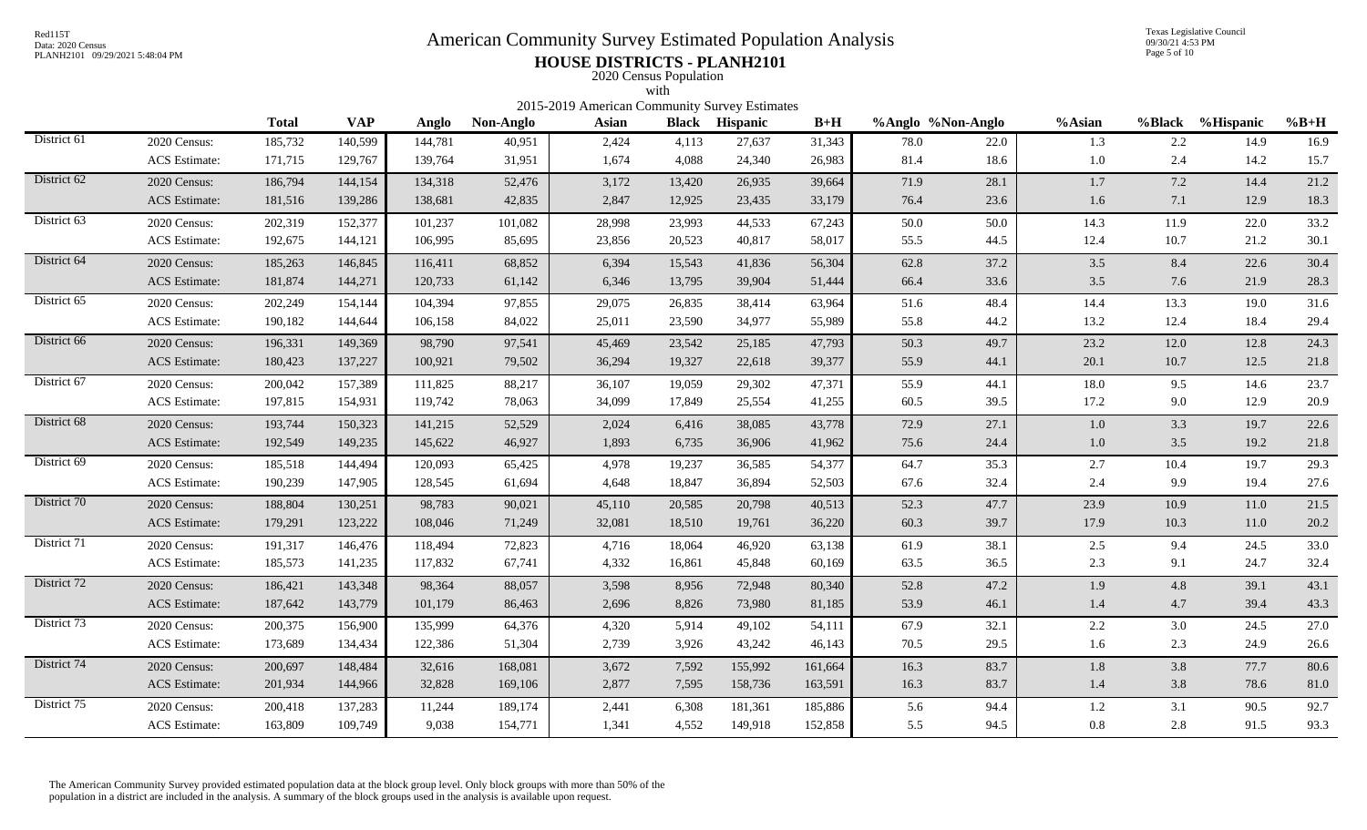# American Community Survey Estimated Population Analysis

## HOUSE DISTRICTS - PLANH2101

2020 Census Population
with
2015-2019 American Community Survey Estimates

| | | Total | VAP | Anglo | Non-Anglo | Asian | Black | Hispanic | B+H | %Anglo | %Non-Anglo | %Asian | %Black | %Hispanic | %B+H |
|---|---|---|---|---|---|---|---|---|---|---|---|---|---|---|---|
| District 61 | 2020 Census: | 185,732 | 140,599 | 144,781 | 40,951 | 2,424 | 4,113 | 27,637 | 31,343 | 78.0 | 22.0 | 1.3 | 2.2 | 14.9 | 16.9 |
| | ACS Estimate: | 171,715 | 129,767 | 139,764 | 31,951 | 1,674 | 4,088 | 24,340 | 26,983 | 81.4 | 18.6 | 1.0 | 2.4 | 14.2 | 15.7 |
| District 62 | 2020 Census: | 186,794 | 144,154 | 134,318 | 52,476 | 3,172 | 13,420 | 26,935 | 39,664 | 71.9 | 28.1 | 1.7 | 7.2 | 14.4 | 21.2 |
| | ACS Estimate: | 181,516 | 139,286 | 138,681 | 42,835 | 2,847 | 12,925 | 23,435 | 33,179 | 76.4 | 23.6 | 1.6 | 7.1 | 12.9 | 18.3 |
| District 63 | 2020 Census: | 202,319 | 152,377 | 101,237 | 101,082 | 28,998 | 23,993 | 44,533 | 67,243 | 50.0 | 50.0 | 14.3 | 11.9 | 22.0 | 33.2 |
| | ACS Estimate: | 192,675 | 144,121 | 106,995 | 85,695 | 23,856 | 20,523 | 40,817 | 58,017 | 55.5 | 44.5 | 12.4 | 10.7 | 21.2 | 30.1 |
| District 64 | 2020 Census: | 185,263 | 146,845 | 116,411 | 68,852 | 6,394 | 15,543 | 41,836 | 56,304 | 62.8 | 37.2 | 3.5 | 8.4 | 22.6 | 30.4 |
| | ACS Estimate: | 181,874 | 144,271 | 120,733 | 61,142 | 6,346 | 13,795 | 39,904 | 51,444 | 66.4 | 33.6 | 3.5 | 7.6 | 21.9 | 28.3 |
| District 65 | 2020 Census: | 202,249 | 154,144 | 104,394 | 97,855 | 29,075 | 26,835 | 38,414 | 63,964 | 51.6 | 48.4 | 14.4 | 13.3 | 19.0 | 31.6 |
| | ACS Estimate: | 190,182 | 144,644 | 106,158 | 84,022 | 25,011 | 23,590 | 34,977 | 55,989 | 55.8 | 44.2 | 13.2 | 12.4 | 18.4 | 29.4 |
| District 66 | 2020 Census: | 196,331 | 149,369 | 98,790 | 97,541 | 45,469 | 23,542 | 25,185 | 47,793 | 50.3 | 49.7 | 23.2 | 12.0 | 12.8 | 24.3 |
| | ACS Estimate: | 180,423 | 137,227 | 100,921 | 79,502 | 36,294 | 19,327 | 22,618 | 39,377 | 55.9 | 44.1 | 20.1 | 10.7 | 12.5 | 21.8 |
| District 67 | 2020 Census: | 200,042 | 157,389 | 111,825 | 88,217 | 36,107 | 19,059 | 29,302 | 47,371 | 55.9 | 44.1 | 18.0 | 9.5 | 14.6 | 23.7 |
| | ACS Estimate: | 197,815 | 154,931 | 119,742 | 78,063 | 34,099 | 17,849 | 25,554 | 41,255 | 60.5 | 39.5 | 17.2 | 9.0 | 12.9 | 20.9 |
| District 68 | 2020 Census: | 193,744 | 150,323 | 141,215 | 52,529 | 2,024 | 6,416 | 38,085 | 43,778 | 72.9 | 27.1 | 1.0 | 3.3 | 19.7 | 22.6 |
| | ACS Estimate: | 192,549 | 149,235 | 145,622 | 46,927 | 1,893 | 6,735 | 36,906 | 41,962 | 75.6 | 24.4 | 1.0 | 3.5 | 19.2 | 21.8 |
| District 69 | 2020 Census: | 185,518 | 144,494 | 120,093 | 65,425 | 4,978 | 19,237 | 36,585 | 54,377 | 64.7 | 35.3 | 2.7 | 10.4 | 19.7 | 29.3 |
| | ACS Estimate: | 190,239 | 147,905 | 128,545 | 61,694 | 4,648 | 18,847 | 36,894 | 52,503 | 67.6 | 32.4 | 2.4 | 9.9 | 19.4 | 27.6 |
| District 70 | 2020 Census: | 188,804 | 130,251 | 98,783 | 90,021 | 45,110 | 20,585 | 20,798 | 40,513 | 52.3 | 47.7 | 23.9 | 10.9 | 11.0 | 21.5 |
| | ACS Estimate: | 179,291 | 123,222 | 108,046 | 71,249 | 32,081 | 18,510 | 19,761 | 36,220 | 60.3 | 39.7 | 17.9 | 10.3 | 11.0 | 20.2 |
| District 71 | 2020 Census: | 191,317 | 146,476 | 118,494 | 72,823 | 4,716 | 18,064 | 46,920 | 63,138 | 61.9 | 38.1 | 2.5 | 9.4 | 24.5 | 33.0 |
| | ACS Estimate: | 185,573 | 141,235 | 117,832 | 67,741 | 4,332 | 16,861 | 45,848 | 60,169 | 63.5 | 36.5 | 2.3 | 9.1 | 24.7 | 32.4 |
| District 72 | 2020 Census: | 186,421 | 143,348 | 98,364 | 88,057 | 3,598 | 8,956 | 72,948 | 80,340 | 52.8 | 47.2 | 1.9 | 4.8 | 39.1 | 43.1 |
| | ACS Estimate: | 187,642 | 143,779 | 101,179 | 86,463 | 2,696 | 8,826 | 73,980 | 81,185 | 53.9 | 46.1 | 1.4 | 4.7 | 39.4 | 43.3 |
| District 73 | 2020 Census: | 200,375 | 156,900 | 135,999 | 64,376 | 4,320 | 5,914 | 49,102 | 54,111 | 67.9 | 32.1 | 2.2 | 3.0 | 24.5 | 27.0 |
| | ACS Estimate: | 173,689 | 134,434 | 122,386 | 51,304 | 2,739 | 3,926 | 43,242 | 46,143 | 70.5 | 29.5 | 1.6 | 2.3 | 24.9 | 26.6 |
| District 74 | 2020 Census: | 200,697 | 148,484 | 32,616 | 168,081 | 3,672 | 7,592 | 155,992 | 161,664 | 16.3 | 83.7 | 1.8 | 3.8 | 77.7 | 80.6 |
| | ACS Estimate: | 201,934 | 144,966 | 32,828 | 169,106 | 2,877 | 7,595 | 158,736 | 163,591 | 16.3 | 83.7 | 1.4 | 3.8 | 78.6 | 81.0 |
| District 75 | 2020 Census: | 200,418 | 137,283 | 11,244 | 189,174 | 2,441 | 6,308 | 181,361 | 185,886 | 5.6 | 94.4 | 1.2 | 3.1 | 90.5 | 92.7 |
| | ACS Estimate: | 163,809 | 109,749 | 9,038 | 154,771 | 1,341 | 4,552 | 149,918 | 152,858 | 5.5 | 94.5 | 0.8 | 2.8 | 91.5 | 93.3 |

The American Community Survey provided estimated population data at the block group level. Only block groups with more than 50% of the population in a district are included in the analysis. A summary of the block groups used in the analysis is available upon request.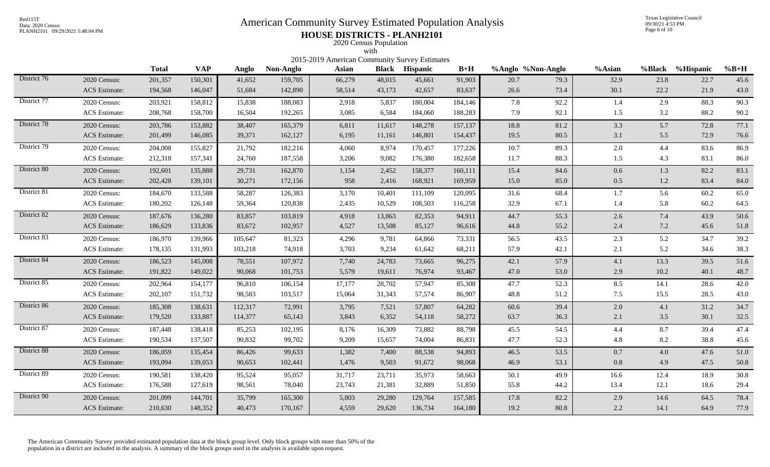# American Community Survey Estimated Population Analysis

## HOUSE DISTRICTS - PLANH2101

2020 Census Population
with
2015-2019 American Community Survey Estimates

| | | Total | VAP | Anglo | Non-Anglo | Asian | Black | Hispanic | B+H | %Anglo | %Non-Anglo | %Asian | %Black | %Hispanic | %B+H |
|---|---|---|---|---|---|---|---|---|---|---|---|---|---|---|---|
| District 76 | 2020 Census: | 201,357 | 150,301 | 41,652 | 159,705 | 66,279 | 48,015 | 45,661 | 91,903 | 20.7 | 79.3 | 32.9 | 23.8 | 22.7 | 45.6 |
| | ACS Estimate: | 194,568 | 146,047 | 51,684 | 142,890 | 58,514 | 43,173 | 42,657 | 83,637 | 26.6 | 73.4 | 30.1 | 22.2 | 21.9 | 43.0 |
| District 77 | 2020 Census: | 203,921 | 158,812 | 15,838 | 188,083 | 2,918 | 5,837 | 180,004 | 184,146 | 7.8 | 92.2 | 1.4 | 2.9 | 88.3 | 90.3 |
| | ACS Estimate: | 208,768 | 158,700 | 16,504 | 192,265 | 3,085 | 6,584 | 184,060 | 188,283 | 7.9 | 92.1 | 1.5 | 3.2 | 88.2 | 90.2 |
| District 78 | 2020 Census: | 203,786 | 153,882 | 38,407 | 165,379 | 6,811 | 11,617 | 148,278 | 157,137 | 18.8 | 81.2 | 3.3 | 5.7 | 72.8 | 77.1 |
| | ACS Estimate: | 201,499 | 146,085 | 39,371 | 162,127 | 6,195 | 11,161 | 146,801 | 154,437 | 19.5 | 80.5 | 3.1 | 5.5 | 72.9 | 76.6 |
| District 79 | 2020 Census: | 204,008 | 155,827 | 21,792 | 182,216 | 4,060 | 8,974 | 170,457 | 177,226 | 10.7 | 89.3 | 2.0 | 4.4 | 83.6 | 86.9 |
| | ACS Estimate: | 212,318 | 157,341 | 24,760 | 187,558 | 3,206 | 9,082 | 176,380 | 182,658 | 11.7 | 88.3 | 1.5 | 4.3 | 83.1 | 86.0 |
| District 80 | 2020 Census: | 192,601 | 135,888 | 29,731 | 162,870 | 1,154 | 2,452 | 158,377 | 160,111 | 15.4 | 84.6 | 0.6 | 1.3 | 82.2 | 83.1 |
| | ACS Estimate: | 202,428 | 139,101 | 30,271 | 172,156 | 958 | 2,416 | 168,921 | 169,959 | 15.0 | 85.0 | 0.5 | 1.2 | 83.4 | 84.0 |
| District 81 | 2020 Census: | 184,670 | 133,588 | 58,287 | 126,383 | 3,170 | 10,401 | 111,109 | 120,095 | 31.6 | 68.4 | 1.7 | 5.6 | 60.2 | 65.0 |
| | ACS Estimate: | 180,202 | 126,148 | 59,364 | 120,838 | 2,435 | 10,529 | 108,503 | 116,258 | 32.9 | 67.1 | 1.4 | 5.8 | 60.2 | 64.5 |
| District 82 | 2020 Census: | 187,676 | 136,280 | 83,857 | 103,819 | 4,918 | 13,863 | 82,353 | 94,911 | 44.7 | 55.3 | 2.6 | 7.4 | 43.9 | 50.6 |
| | ACS Estimate: | 186,629 | 133,836 | 83,672 | 102,957 | 4,527 | 13,508 | 85,127 | 96,616 | 44.8 | 55.2 | 2.4 | 7.2 | 45.6 | 51.8 |
| District 83 | 2020 Census: | 186,970 | 139,966 | 105,647 | 81,323 | 4,296 | 9,781 | 64,866 | 73,331 | 56.5 | 43.5 | 2.3 | 5.2 | 34.7 | 39.2 |
| | ACS Estimate: | 178,135 | 131,993 | 103,218 | 74,918 | 3,703 | 9,234 | 61,642 | 68,211 | 57.9 | 42.1 | 2.1 | 5.2 | 34.6 | 38.3 |
| District 84 | 2020 Census: | 186,523 | 145,008 | 78,551 | 107,972 | 7,740 | 24,783 | 73,665 | 96,275 | 42.1 | 57.9 | 4.1 | 13.3 | 39.5 | 51.6 |
| | ACS Estimate: | 191,822 | 149,022 | 90,068 | 101,753 | 5,579 | 19,611 | 76,974 | 93,467 | 47.0 | 53.0 | 2.9 | 10.2 | 40.1 | 48.7 |
| District 85 | 2020 Census: | 202,964 | 154,177 | 96,810 | 106,154 | 17,177 | 28,702 | 57,947 | 85,308 | 47.7 | 52.3 | 8.5 | 14.1 | 28.6 | 42.0 |
| | ACS Estimate: | 202,107 | 151,732 | 98,583 | 103,517 | 15,064 | 31,343 | 57,574 | 86,907 | 48.8 | 51.2 | 7.5 | 15.5 | 28.5 | 43.0 |
| District 86 | 2020 Census: | 185,308 | 138,631 | 112,317 | 72,991 | 3,795 | 7,521 | 57,807 | 64,282 | 60.6 | 39.4 | 2.0 | 4.1 | 31.2 | 34.7 |
| | ACS Estimate: | 179,520 | 133,887 | 114,377 | 65,143 | 3,843 | 6,352 | 54,118 | 58,272 | 63.7 | 36.3 | 2.1 | 3.5 | 30.1 | 32.5 |
| District 87 | 2020 Census: | 187,448 | 138,418 | 85,253 | 102,195 | 8,176 | 16,309 | 73,882 | 88,798 | 45.5 | 54.5 | 4.4 | 8.7 | 39.4 | 47.4 |
| | ACS Estimate: | 190,534 | 137,507 | 90,832 | 99,702 | 9,209 | 15,657 | 74,004 | 86,831 | 47.7 | 52.3 | 4.8 | 8.2 | 38.8 | 45.6 |
| District 88 | 2020 Census: | 186,059 | 135,454 | 86,426 | 99,633 | 1,382 | 7,400 | 88,538 | 94,893 | 46.5 | 53.5 | 0.7 | 4.0 | 47.6 | 51.0 |
| | ACS Estimate: | 193,094 | 139,053 | 90,653 | 102,441 | 1,476 | 9,503 | 91,672 | 98,068 | 46.9 | 53.1 | 0.8 | 4.9 | 47.5 | 50.8 |
| District 89 | 2020 Census: | 190,581 | 138,420 | 95,524 | 95,057 | 31,717 | 23,711 | 35,973 | 58,663 | 50.1 | 49.9 | 16.6 | 12.4 | 18.9 | 30.8 |
| | ACS Estimate: | 176,588 | 127,619 | 98,561 | 78,040 | 23,743 | 21,381 | 32,889 | 51,850 | 55.8 | 44.2 | 13.4 | 12.1 | 18.6 | 29.4 |
| District 90 | 2020 Census: | 201,099 | 144,701 | 35,799 | 165,300 | 5,803 | 29,280 | 129,764 | 157,585 | 17.8 | 82.2 | 2.9 | 14.6 | 64.5 | 78.4 |
| | ACS Estimate: | 210,630 | 148,352 | 40,473 | 170,167 | 4,559 | 29,620 | 136,734 | 164,180 | 19.2 | 80.8 | 2.2 | 14.1 | 64.9 | 77.9 |

The American Community Survey provided estimated population data at the block group level. Only block groups with more than 50% of the population in a district are included in the analysis. A summary of the block groups used in the analysis is available upon request.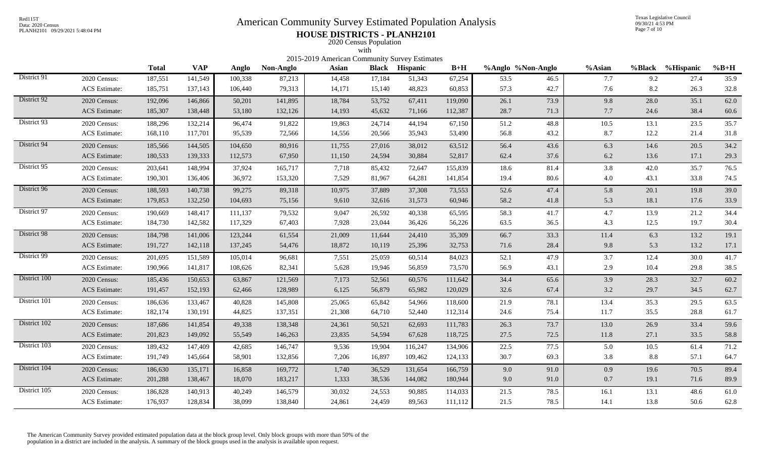# American Community Survey Estimated Population Analysis

## HOUSE DISTRICTS - PLANH2101

2020 Census Population
with
2015-2019 American Community Survey Estimates

| | | Total | VAP | Anglo | Non-Anglo | Asian | Black | Hispanic | B+H | %Anglo | %Non-Anglo | %Asian | %Black | %Hispanic | %B+H |
|---|---|---|---|---|---|---|---|---|---|---|---|---|---|---|---|
| District 91 | 2020 Census: | 187,551 | 141,549 | 100,338 | 87,213 | 14,458 | 17,184 | 51,343 | 67,254 | 53.5 | 46.5 | 7.7 | 9.2 | 27.4 | 35.9 |
| | ACS Estimate: | 185,751 | 137,143 | 106,440 | 79,313 | 14,171 | 15,140 | 48,823 | 60,853 | 57.3 | 42.7 | 7.6 | 8.2 | 26.3 | 32.8 |
| District 92 | 2020 Census: | 192,096 | 146,866 | 50,201 | 141,895 | 18,784 | 53,752 | 67,411 | 119,090 | 26.1 | 73.9 | 9.8 | 28.0 | 35.1 | 62.0 |
| | ACS Estimate: | 185,307 | 138,448 | 53,180 | 132,126 | 14,193 | 45,632 | 71,166 | 112,387 | 28.7 | 71.3 | 7.7 | 24.6 | 38.4 | 60.6 |
| District 93 | 2020 Census: | 188,296 | 132,214 | 96,474 | 91,822 | 19,863 | 24,714 | 44,194 | 67,150 | 51.2 | 48.8 | 10.5 | 13.1 | 23.5 | 35.7 |
| | ACS Estimate: | 168,110 | 117,701 | 95,539 | 72,566 | 14,556 | 20,566 | 35,943 | 53,490 | 56.8 | 43.2 | 8.7 | 12.2 | 21.4 | 31.8 |
| District 94 | 2020 Census: | 185,566 | 144,505 | 104,650 | 80,916 | 11,755 | 27,016 | 38,012 | 63,512 | 56.4 | 43.6 | 6.3 | 14.6 | 20.5 | 34.2 |
| | ACS Estimate: | 180,533 | 139,333 | 112,573 | 67,950 | 11,150 | 24,594 | 30,884 | 52,817 | 62.4 | 37.6 | 6.2 | 13.6 | 17.1 | 29.3 |
| District 95 | 2020 Census: | 203,641 | 148,994 | 37,924 | 165,717 | 7,718 | 85,432 | 72,647 | 155,839 | 18.6 | 81.4 | 3.8 | 42.0 | 35.7 | 76.5 |
| | ACS Estimate: | 190,301 | 136,406 | 36,972 | 153,320 | 7,529 | 81,967 | 64,281 | 141,854 | 19.4 | 80.6 | 4.0 | 43.1 | 33.8 | 74.5 |
| District 96 | 2020 Census: | 188,593 | 140,738 | 99,275 | 89,318 | 10,975 | 37,889 | 37,308 | 73,553 | 52.6 | 47.4 | 5.8 | 20.1 | 19.8 | 39.0 |
| | ACS Estimate: | 179,853 | 132,250 | 104,693 | 75,156 | 9,610 | 32,616 | 31,573 | 60,946 | 58.2 | 41.8 | 5.3 | 18.1 | 17.6 | 33.9 |
| District 97 | 2020 Census: | 190,669 | 148,417 | 111,137 | 79,532 | 9,047 | 26,592 | 40,338 | 65,595 | 58.3 | 41.7 | 4.7 | 13.9 | 21.2 | 34.4 |
| | ACS Estimate: | 184,730 | 142,582 | 117,329 | 67,403 | 7,928 | 23,044 | 36,426 | 56,226 | 63.5 | 36.5 | 4.3 | 12.5 | 19.7 | 30.4 |
| District 98 | 2020 Census: | 184,798 | 141,006 | 123,244 | 61,554 | 21,009 | 11,644 | 24,410 | 35,309 | 66.7 | 33.3 | 11.4 | 6.3 | 13.2 | 19.1 |
| | ACS Estimate: | 191,727 | 142,118 | 137,245 | 54,476 | 18,872 | 10,119 | 25,396 | 32,753 | 71.6 | 28.4 | 9.8 | 5.3 | 13.2 | 17.1 |
| District 99 | 2020 Census: | 201,695 | 151,589 | 105,014 | 96,681 | 7,551 | 25,059 | 60,514 | 84,023 | 52.1 | 47.9 | 3.7 | 12.4 | 30.0 | 41.7 |
| | ACS Estimate: | 190,966 | 141,817 | 108,626 | 82,341 | 5,628 | 19,946 | 56,859 | 73,570 | 56.9 | 43.1 | 2.9 | 10.4 | 29.8 | 38.5 |
| District 100 | 2020 Census: | 185,436 | 150,653 | 63,867 | 121,569 | 7,173 | 52,561 | 60,576 | 111,642 | 34.4 | 65.6 | 3.9 | 28.3 | 32.7 | 60.2 |
| | ACS Estimate: | 191,457 | 152,193 | 62,466 | 128,989 | 6,125 | 56,879 | 65,982 | 120,029 | 32.6 | 67.4 | 3.2 | 29.7 | 34.5 | 62.7 |
| District 101 | 2020 Census: | 186,636 | 133,467 | 40,828 | 145,808 | 25,065 | 65,842 | 54,966 | 118,600 | 21.9 | 78.1 | 13.4 | 35.3 | 29.5 | 63.5 |
| | ACS Estimate: | 182,174 | 130,191 | 44,825 | 137,351 | 21,308 | 64,710 | 52,440 | 112,314 | 24.6 | 75.4 | 11.7 | 35.5 | 28.8 | 61.7 |
| District 102 | 2020 Census: | 187,686 | 141,854 | 49,338 | 138,348 | 24,361 | 50,521 | 62,693 | 111,783 | 26.3 | 73.7 | 13.0 | 26.9 | 33.4 | 59.6 |
| | ACS Estimate: | 201,823 | 149,092 | 55,549 | 146,263 | 23,835 | 54,594 | 67,628 | 118,725 | 27.5 | 72.5 | 11.8 | 27.1 | 33.5 | 58.8 |
| District 103 | 2020 Census: | 189,432 | 147,409 | 42,685 | 146,747 | 9,536 | 19,904 | 116,247 | 134,906 | 22.5 | 77.5 | 5.0 | 10.5 | 61.4 | 71.2 |
| | ACS Estimate: | 191,749 | 145,664 | 58,901 | 132,856 | 7,206 | 16,897 | 109,462 | 124,133 | 30.7 | 69.3 | 3.8 | 8.8 | 57.1 | 64.7 |
| District 104 | 2020 Census: | 186,630 | 135,171 | 16,858 | 169,772 | 1,740 | 36,529 | 131,654 | 166,759 | 9.0 | 91.0 | 0.9 | 19.6 | 70.5 | 89.4 |
| | ACS Estimate: | 201,288 | 138,467 | 18,070 | 183,217 | 1,333 | 38,536 | 144,082 | 180,944 | 9.0 | 91.0 | 0.7 | 19.1 | 71.6 | 89.9 |
| District 105 | 2020 Census: | 186,828 | 140,913 | 40,249 | 146,579 | 30,032 | 24,553 | 90,885 | 114,033 | 21.5 | 78.5 | 16.1 | 13.1 | 48.6 | 61.0 |
| | ACS Estimate: | 176,937 | 128,834 | 38,099 | 138,840 | 24,861 | 24,459 | 89,563 | 111,112 | 21.5 | 78.5 | 14.1 | 13.8 | 50.6 | 62.8 |

The American Community Survey provided estimated population data at the block group level. Only block groups with more than 50% of the population in a district are included in the analysis. A summary of the block groups used in the analysis is available upon request.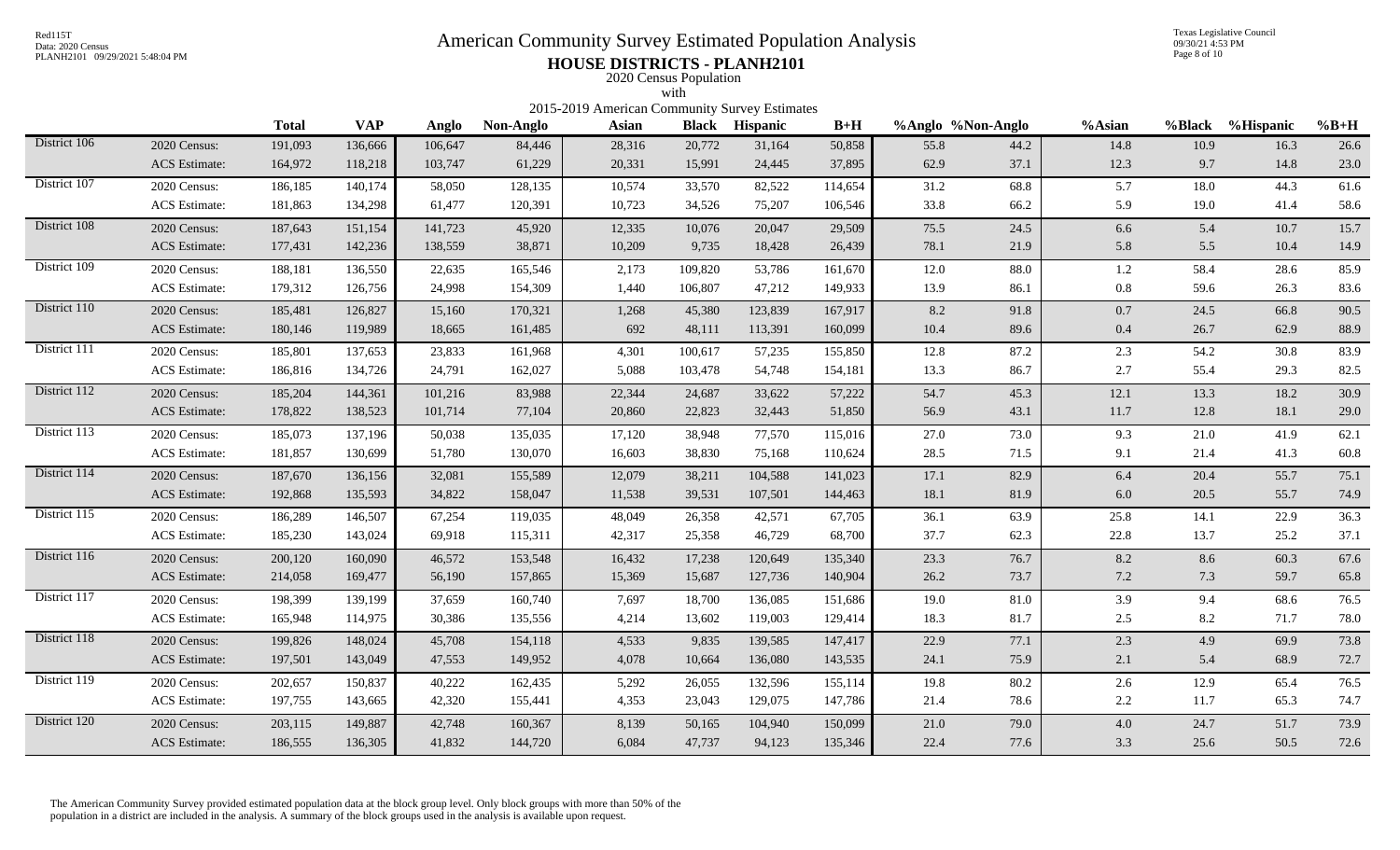# American Community Survey Estimated Population Analysis

## HOUSE DISTRICTS - PLANH2101

2020 Census Population
with
2015-2019 American Community Survey Estimates

| | | Total | VAP | Anglo | Non-Anglo | Asian | Black | Hispanic | B+H | %Anglo | %Non-Anglo | %Asian | %Black | %Hispanic | %B+H |
|---|---|---|---|---|---|---|---|---|---|---|---|---|---|---|---|
| District 106 | 2020 Census: | 191,093 | 136,666 | 106,647 | 84,446 | 28,316 | 20,772 | 31,164 | 50,858 | 55.8 | 44.2 | 14.8 | 10.9 | 16.3 | 26.6 |
| | ACS Estimate: | 164,972 | 118,218 | 103,747 | 61,229 | 20,331 | 15,991 | 24,445 | 37,895 | 62.9 | 37.1 | 12.3 | 9.7 | 14.8 | 23.0 |
| District 107 | 2020 Census: | 186,185 | 140,174 | 58,050 | 128,135 | 10,574 | 33,570 | 82,522 | 114,654 | 31.2 | 68.8 | 5.7 | 18.0 | 44.3 | 61.6 |
| | ACS Estimate: | 181,863 | 134,298 | 61,477 | 120,391 | 10,723 | 34,526 | 75,207 | 106,546 | 33.8 | 66.2 | 5.9 | 19.0 | 41.4 | 58.6 |
| District 108 | 2020 Census: | 187,643 | 151,154 | 141,723 | 45,920 | 12,335 | 10,076 | 20,047 | 29,509 | 75.5 | 24.5 | 6.6 | 5.4 | 10.7 | 15.7 |
| | ACS Estimate: | 177,431 | 142,236 | 138,559 | 38,871 | 10,209 | 9,735 | 18,428 | 26,439 | 78.1 | 21.9 | 5.8 | 5.5 | 10.4 | 14.9 |
| District 109 | 2020 Census: | 188,181 | 136,550 | 22,635 | 165,546 | 2,173 | 109,820 | 53,786 | 161,670 | 12.0 | 88.0 | 1.2 | 58.4 | 28.6 | 85.9 |
| | ACS Estimate: | 179,312 | 126,756 | 24,998 | 154,309 | 1,440 | 106,807 | 47,212 | 149,933 | 13.9 | 86.1 | 0.8 | 59.6 | 26.3 | 83.6 |
| District 110 | 2020 Census: | 185,481 | 126,827 | 15,160 | 170,321 | 1,268 | 45,380 | 123,839 | 167,917 | 8.2 | 91.8 | 0.7 | 24.5 | 66.8 | 90.5 |
| | ACS Estimate: | 180,146 | 119,989 | 18,665 | 161,485 | 692 | 48,111 | 113,391 | 160,099 | 10.4 | 89.6 | 0.4 | 26.7 | 62.9 | 88.9 |
| District 111 | 2020 Census: | 185,801 | 137,653 | 23,833 | 161,968 | 4,301 | 100,617 | 57,235 | 155,850 | 12.8 | 87.2 | 2.3 | 54.2 | 30.8 | 83.9 |
| | ACS Estimate: | 186,816 | 134,726 | 24,791 | 162,027 | 5,088 | 103,478 | 54,748 | 154,181 | 13.3 | 86.7 | 2.7 | 55.4 | 29.3 | 82.5 |
| District 112 | 2020 Census: | 185,204 | 144,361 | 101,216 | 83,988 | 22,344 | 24,687 | 33,622 | 57,222 | 54.7 | 45.3 | 12.1 | 13.3 | 18.2 | 30.9 |
| | ACS Estimate: | 178,822 | 138,523 | 101,714 | 77,104 | 20,860 | 22,823 | 32,443 | 51,850 | 56.9 | 43.1 | 11.7 | 12.8 | 18.1 | 29.0 |
| District 113 | 2020 Census: | 185,073 | 137,196 | 50,038 | 135,035 | 17,120 | 38,948 | 77,570 | 115,016 | 27.0 | 73.0 | 9.3 | 21.0 | 41.9 | 62.1 |
| | ACS Estimate: | 181,857 | 130,699 | 51,780 | 130,070 | 16,603 | 38,830 | 75,168 | 110,624 | 28.5 | 71.5 | 9.1 | 21.4 | 41.3 | 60.8 |
| District 114 | 2020 Census: | 187,670 | 136,156 | 32,081 | 155,589 | 12,079 | 38,211 | 104,588 | 141,023 | 17.1 | 82.9 | 6.4 | 20.4 | 55.7 | 75.1 |
| | ACS Estimate: | 192,868 | 135,593 | 34,822 | 158,047 | 11,538 | 39,531 | 107,501 | 144,463 | 18.1 | 81.9 | 6.0 | 20.5 | 55.7 | 74.9 |
| District 115 | 2020 Census: | 186,289 | 146,507 | 67,254 | 119,035 | 48,049 | 26,358 | 42,571 | 67,705 | 36.1 | 63.9 | 25.8 | 14.1 | 22.9 | 36.3 |
| | ACS Estimate: | 185,230 | 143,024 | 69,918 | 115,311 | 42,317 | 25,358 | 46,729 | 68,700 | 37.7 | 62.3 | 22.8 | 13.7 | 25.2 | 37.1 |
| District 116 | 2020 Census: | 200,120 | 160,090 | 46,572 | 153,548 | 16,432 | 17,238 | 120,649 | 135,340 | 23.3 | 76.7 | 8.2 | 8.6 | 60.3 | 67.6 |
| | ACS Estimate: | 214,058 | 169,477 | 56,190 | 157,865 | 15,369 | 15,687 | 127,736 | 140,904 | 26.2 | 73.7 | 7.2 | 7.3 | 59.7 | 65.8 |
| District 117 | 2020 Census: | 198,399 | 139,199 | 37,659 | 160,740 | 7,697 | 18,700 | 136,085 | 151,686 | 19.0 | 81.0 | 3.9 | 9.4 | 68.6 | 76.5 |
| | ACS Estimate: | 165,948 | 114,975 | 30,386 | 135,556 | 4,214 | 13,602 | 119,003 | 129,414 | 18.3 | 81.7 | 2.5 | 8.2 | 71.7 | 78.0 |
| District 118 | 2020 Census: | 199,826 | 148,024 | 45,708 | 154,118 | 4,533 | 9,835 | 139,585 | 147,417 | 22.9 | 77.1 | 2.3 | 4.9 | 69.9 | 73.8 |
| | ACS Estimate: | 197,501 | 143,049 | 47,553 | 149,952 | 4,078 | 10,664 | 136,080 | 143,535 | 24.1 | 75.9 | 2.1 | 5.4 | 68.9 | 72.7 |
| District 119 | 2020 Census: | 202,657 | 150,837 | 40,222 | 162,435 | 5,292 | 26,055 | 132,596 | 155,114 | 19.8 | 80.2 | 2.6 | 12.9 | 65.4 | 76.5 |
| | ACS Estimate: | 197,755 | 143,665 | 42,320 | 155,441 | 4,353 | 23,043 | 129,075 | 147,786 | 21.4 | 78.6 | 2.2 | 11.7 | 65.3 | 74.7 |
| District 120 | 2020 Census: | 203,115 | 149,887 | 42,748 | 160,367 | 8,139 | 50,165 | 104,940 | 150,099 | 21.0 | 79.0 | 4.0 | 24.7 | 51.7 | 73.9 |
| | ACS Estimate: | 186,555 | 136,305 | 41,832 | 144,720 | 6,084 | 47,737 | 94,123 | 135,346 | 22.4 | 77.6 | 3.3 | 25.6 | 50.5 | 72.6 |

The American Community Survey provided estimated population data at the block group level. Only block groups with more than 50% of the population in a district are included in the analysis. A summary of the block groups used in the analysis is available upon request.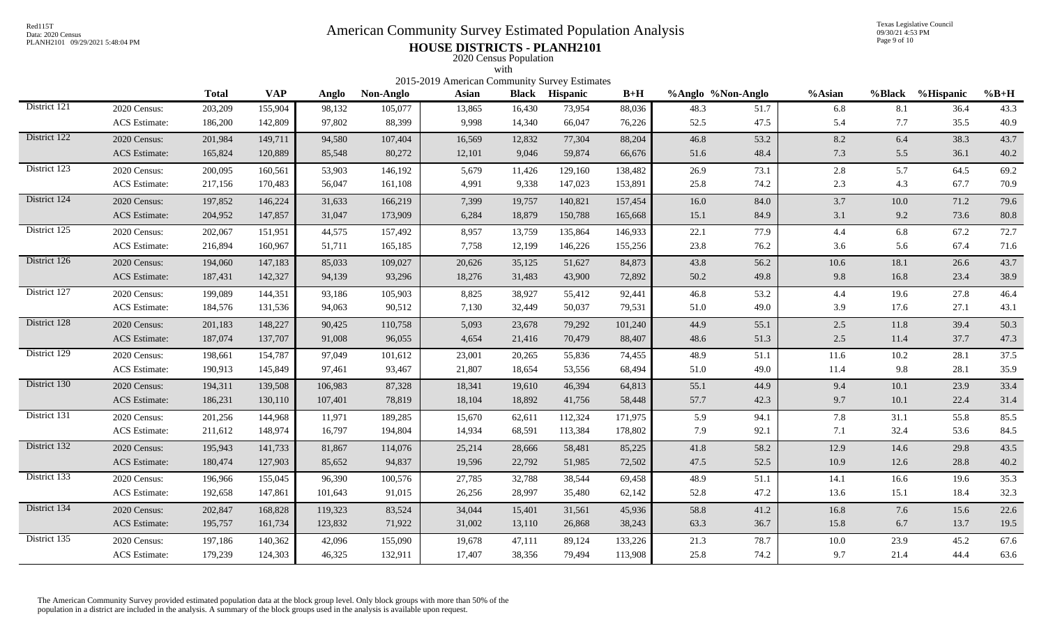# American Community Survey Estimated Population Analysis

## HOUSE DISTRICTS - PLANH2101

2020 Census Population
with
2015-2019 American Community Survey Estimates

| | | Total | VAP | Anglo | Non-Anglo | Asian | Black | Hispanic | B+H | %Anglo | %Non-Anglo | %Asian | %Black | %Hispanic | %B+H |
|---|---|---|---|---|---|---|---|---|---|---|---|---|---|---|---|
| District 121 | 2020 Census: | 203,209 | 155,904 | 98,132 | 105,077 | 13,865 | 16,430 | 73,954 | 88,036 | 48.3 | 51.7 | 6.8 | 8.1 | 36.4 | 43.3 |
| | ACS Estimate: | 186,200 | 142,809 | 97,802 | 88,399 | 9,998 | 14,340 | 66,047 | 76,226 | 52.5 | 47.5 | 5.4 | 7.7 | 35.5 | 40.9 |
| District 122 | 2020 Census: | 201,984 | 149,711 | 94,580 | 107,404 | 16,569 | 12,832 | 77,304 | 88,204 | 46.8 | 53.2 | 8.2 | 6.4 | 38.3 | 43.7 |
| | ACS Estimate: | 165,824 | 120,889 | 85,548 | 80,272 | 12,101 | 9,046 | 59,874 | 66,676 | 51.6 | 48.4 | 7.3 | 5.5 | 36.1 | 40.2 |
| District 123 | 2020 Census: | 200,095 | 160,561 | 53,903 | 146,192 | 5,679 | 11,426 | 129,160 | 138,482 | 26.9 | 73.1 | 2.8 | 5.7 | 64.5 | 69.2 |
| | ACS Estimate: | 217,156 | 170,483 | 56,047 | 161,108 | 4,991 | 9,338 | 147,023 | 153,891 | 25.8 | 74.2 | 2.3 | 4.3 | 67.7 | 70.9 |
| District 124 | 2020 Census: | 197,852 | 146,224 | 31,633 | 166,219 | 7,399 | 19,757 | 140,821 | 157,454 | 16.0 | 84.0 | 3.7 | 10.0 | 71.2 | 79.6 |
| | ACS Estimate: | 204,952 | 147,857 | 31,047 | 173,909 | 6,284 | 18,879 | 150,788 | 165,668 | 15.1 | 84.9 | 3.1 | 9.2 | 73.6 | 80.8 |
| District 125 | 2020 Census: | 202,067 | 151,951 | 44,575 | 157,492 | 8,957 | 13,759 | 135,864 | 146,933 | 22.1 | 77.9 | 4.4 | 6.8 | 67.2 | 72.7 |
| | ACS Estimate: | 216,894 | 160,967 | 51,711 | 165,185 | 7,758 | 12,199 | 146,226 | 155,256 | 23.8 | 76.2 | 3.6 | 5.6 | 67.4 | 71.6 |
| District 126 | 2020 Census: | 194,060 | 147,183 | 85,033 | 109,027 | 20,626 | 35,125 | 51,627 | 84,873 | 43.8 | 56.2 | 10.6 | 18.1 | 26.6 | 43.7 |
| | ACS Estimate: | 187,431 | 142,327 | 94,139 | 93,296 | 18,276 | 31,483 | 43,900 | 72,892 | 50.2 | 49.8 | 9.8 | 16.8 | 23.4 | 38.9 |
| District 127 | 2020 Census: | 199,089 | 144,351 | 93,186 | 105,903 | 8,825 | 38,927 | 55,412 | 92,441 | 46.8 | 53.2 | 4.4 | 19.6 | 27.8 | 46.4 |
| | ACS Estimate: | 184,576 | 131,536 | 94,063 | 90,512 | 7,130 | 32,449 | 50,037 | 79,531 | 51.0 | 49.0 | 3.9 | 17.6 | 27.1 | 43.1 |
| District 128 | 2020 Census: | 201,183 | 148,227 | 90,425 | 110,758 | 5,093 | 23,678 | 79,292 | 101,240 | 44.9 | 55.1 | 2.5 | 11.8 | 39.4 | 50.3 |
| | ACS Estimate: | 187,074 | 137,707 | 91,008 | 96,055 | 4,654 | 21,416 | 70,479 | 88,407 | 48.6 | 51.3 | 2.5 | 11.4 | 37.7 | 47.3 |
| District 129 | 2020 Census: | 198,661 | 154,787 | 97,049 | 101,612 | 23,001 | 20,265 | 55,836 | 74,455 | 48.9 | 51.1 | 11.6 | 10.2 | 28.1 | 37.5 |
| | ACS Estimate: | 190,913 | 145,849 | 97,461 | 93,467 | 21,807 | 18,654 | 53,556 | 68,494 | 51.0 | 49.0 | 11.4 | 9.8 | 28.1 | 35.9 |
| District 130 | 2020 Census: | 194,311 | 139,508 | 106,983 | 87,328 | 18,341 | 19,610 | 46,394 | 64,813 | 55.1 | 44.9 | 9.4 | 10.1 | 23.9 | 33.4 |
| | ACS Estimate: | 186,231 | 130,110 | 107,401 | 78,819 | 18,104 | 18,892 | 41,756 | 58,448 | 57.7 | 42.3 | 9.7 | 10.1 | 22.4 | 31.4 |
| District 131 | 2020 Census: | 201,256 | 144,968 | 11,971 | 189,285 | 15,670 | 62,611 | 112,324 | 171,975 | 5.9 | 94.1 | 7.8 | 31.1 | 55.8 | 85.5 |
| | ACS Estimate: | 211,612 | 148,974 | 16,797 | 194,804 | 14,934 | 68,591 | 113,384 | 178,802 | 7.9 | 92.1 | 7.1 | 32.4 | 53.6 | 84.5 |
| District 132 | 2020 Census: | 195,943 | 141,733 | 81,867 | 114,076 | 25,214 | 28,666 | 58,481 | 85,225 | 41.8 | 58.2 | 12.9 | 14.6 | 29.8 | 43.5 |
| | ACS Estimate: | 180,474 | 127,903 | 85,652 | 94,837 | 19,596 | 22,792 | 51,985 | 72,502 | 47.5 | 52.5 | 10.9 | 12.6 | 28.8 | 40.2 |
| District 133 | 2020 Census: | 196,966 | 155,045 | 96,390 | 100,576 | 27,785 | 32,788 | 38,544 | 69,458 | 48.9 | 51.1 | 14.1 | 16.6 | 19.6 | 35.3 |
| | ACS Estimate: | 192,658 | 147,861 | 101,643 | 91,015 | 26,256 | 28,997 | 35,480 | 62,142 | 52.8 | 47.2 | 13.6 | 15.1 | 18.4 | 32.3 |
| District 134 | 2020 Census: | 202,847 | 168,828 | 119,323 | 83,524 | 34,044 | 15,401 | 31,561 | 45,936 | 58.8 | 41.2 | 16.8 | 7.6 | 15.6 | 22.6 |
| | ACS Estimate: | 195,757 | 161,734 | 123,832 | 71,922 | 31,002 | 13,110 | 26,868 | 38,243 | 63.3 | 36.7 | 15.8 | 6.7 | 13.7 | 19.5 |
| District 135 | 2020 Census: | 197,186 | 140,362 | 42,096 | 155,090 | 19,678 | 47,111 | 89,124 | 133,226 | 21.3 | 78.7 | 10.0 | 23.9 | 45.2 | 67.6 |
| | ACS Estimate: | 179,239 | 124,303 | 46,325 | 132,911 | 17,407 | 38,356 | 79,494 | 113,908 | 25.8 | 74.2 | 9.7 | 21.4 | 44.4 | 63.6 |

The American Community Survey provided estimated population data at the block group level. Only block groups with more than 50% of the population in a district are included in the analysis. A summary of the block groups used in the analysis is available upon request.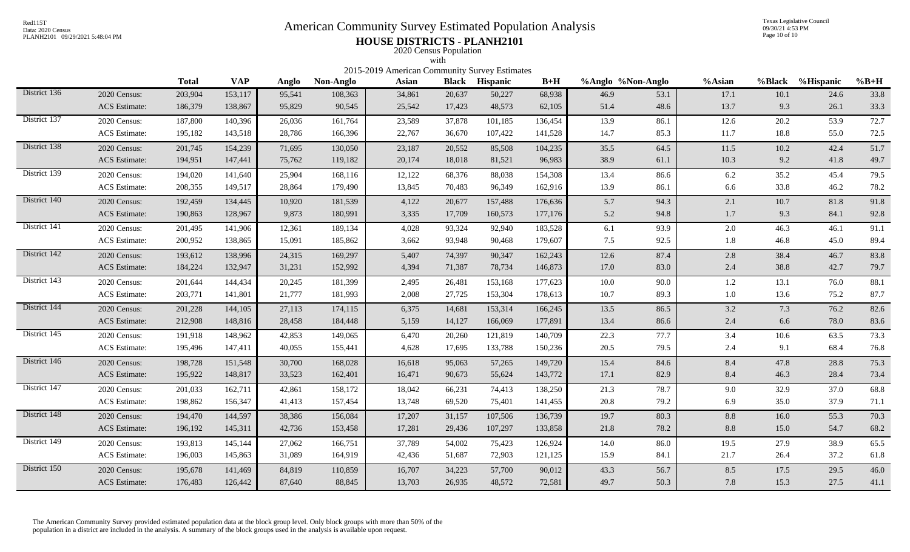# American Community Survey Estimated Population Analysis

## HOUSE DISTRICTS - PLANH2101

2020 Census Population
with
2015-2019 American Community Survey Estimates

| | | Total | VAP | Anglo | Non-Anglo | Asian | Black | Hispanic | B+H | %Anglo | %Non-Anglo | %Asian | %Black | %Hispanic | %B+H |
|---|---|---|---|---|---|---|---|---|---|---|---|---|---|---|---|
| District 136 | 2020 Census: | 203,904 | 153,117 | 95,541 | 108,363 | 34,861 | 20,637 | 50,227 | 68,938 | 46.9 | 53.1 | 17.1 | 10.1 | 24.6 | 33.8 |
| | ACS Estimate: | 186,379 | 138,867 | 95,829 | 90,545 | 25,542 | 17,423 | 48,573 | 62,105 | 51.4 | 48.6 | 13.7 | 9.3 | 26.1 | 33.3 |
| District 137 | 2020 Census: | 187,800 | 140,396 | 26,036 | 161,764 | 23,589 | 37,878 | 101,185 | 136,454 | 13.9 | 86.1 | 12.6 | 20.2 | 53.9 | 72.7 |
| | ACS Estimate: | 195,182 | 143,518 | 28,786 | 166,396 | 22,767 | 36,670 | 107,422 | 141,528 | 14.7 | 85.3 | 11.7 | 18.8 | 55.0 | 72.5 |
| District 138 | 2020 Census: | 201,745 | 154,239 | 71,695 | 130,050 | 23,187 | 20,552 | 85,508 | 104,235 | 35.5 | 64.5 | 11.5 | 10.2 | 42.4 | 51.7 |
| | ACS Estimate: | 194,951 | 147,441 | 75,762 | 119,182 | 20,174 | 18,018 | 81,521 | 96,983 | 38.9 | 61.1 | 10.3 | 9.2 | 41.8 | 49.7 |
| District 139 | 2020 Census: | 194,020 | 141,640 | 25,904 | 168,116 | 12,122 | 68,376 | 88,038 | 154,308 | 13.4 | 86.6 | 6.2 | 35.2 | 45.4 | 79.5 |
| | ACS Estimate: | 208,355 | 149,517 | 28,864 | 179,490 | 13,845 | 70,483 | 96,349 | 162,916 | 13.9 | 86.1 | 6.6 | 33.8 | 46.2 | 78.2 |
| District 140 | 2020 Census: | 192,459 | 134,445 | 10,920 | 181,539 | 4,122 | 20,677 | 157,488 | 176,636 | 5.7 | 94.3 | 2.1 | 10.7 | 81.8 | 91.8 |
| | ACS Estimate: | 190,863 | 128,967 | 9,873 | 180,991 | 3,335 | 17,709 | 160,573 | 177,176 | 5.2 | 94.8 | 1.7 | 9.3 | 84.1 | 92.8 |
| District 141 | 2020 Census: | 201,495 | 141,906 | 12,361 | 189,134 | 4,028 | 93,324 | 92,940 | 183,528 | 6.1 | 93.9 | 2.0 | 46.3 | 46.1 | 91.1 |
| | ACS Estimate: | 200,952 | 138,865 | 15,091 | 185,862 | 3,662 | 93,948 | 90,468 | 179,607 | 7.5 | 92.5 | 1.8 | 46.8 | 45.0 | 89.4 |
| District 142 | 2020 Census: | 193,612 | 138,996 | 24,315 | 169,297 | 5,407 | 74,397 | 90,347 | 162,243 | 12.6 | 87.4 | 2.8 | 38.4 | 46.7 | 83.8 |
| | ACS Estimate: | 184,224 | 132,947 | 31,231 | 152,992 | 4,394 | 71,387 | 78,734 | 146,873 | 17.0 | 83.0 | 2.4 | 38.8 | 42.7 | 79.7 |
| District 143 | 2020 Census: | 201,644 | 144,434 | 20,245 | 181,399 | 2,495 | 26,481 | 153,168 | 177,623 | 10.0 | 90.0 | 1.2 | 13.1 | 76.0 | 88.1 |
| | ACS Estimate: | 203,771 | 141,801 | 21,777 | 181,993 | 2,008 | 27,725 | 153,304 | 178,613 | 10.7 | 89.3 | 1.0 | 13.6 | 75.2 | 87.7 |
| District 144 | 2020 Census: | 201,228 | 144,105 | 27,113 | 174,115 | 6,375 | 14,681 | 153,314 | 166,245 | 13.5 | 86.5 | 3.2 | 7.3 | 76.2 | 82.6 |
| | ACS Estimate: | 212,908 | 148,816 | 28,458 | 184,448 | 5,159 | 14,127 | 166,069 | 177,891 | 13.4 | 86.6 | 2.4 | 6.6 | 78.0 | 83.6 |
| District 145 | 2020 Census: | 191,918 | 148,962 | 42,853 | 149,065 | 6,470 | 20,260 | 121,819 | 140,709 | 22.3 | 77.7 | 3.4 | 10.6 | 63.5 | 73.3 |
| | ACS Estimate: | 195,496 | 147,411 | 40,055 | 155,441 | 4,628 | 17,695 | 133,788 | 150,236 | 20.5 | 79.5 | 2.4 | 9.1 | 68.4 | 76.8 |
| District 146 | 2020 Census: | 198,728 | 151,548 | 30,700 | 168,028 | 16,618 | 95,063 | 57,265 | 149,720 | 15.4 | 84.6 | 8.4 | 47.8 | 28.8 | 75.3 |
| | ACS Estimate: | 195,922 | 148,817 | 33,523 | 162,401 | 16,471 | 90,673 | 55,624 | 143,772 | 17.1 | 82.9 | 8.4 | 46.3 | 28.4 | 73.4 |
| District 147 | 2020 Census: | 201,033 | 162,711 | 42,861 | 158,172 | 18,042 | 66,231 | 74,413 | 138,250 | 21.3 | 78.7 | 9.0 | 32.9 | 37.0 | 68.8 |
| | ACS Estimate: | 198,862 | 156,347 | 41,413 | 157,454 | 13,748 | 69,520 | 75,401 | 141,455 | 20.8 | 79.2 | 6.9 | 35.0 | 37.9 | 71.1 |
| District 148 | 2020 Census: | 194,470 | 144,597 | 38,386 | 156,084 | 17,207 | 31,157 | 107,506 | 136,739 | 19.7 | 80.3 | 8.8 | 16.0 | 55.3 | 70.3 |
| | ACS Estimate: | 196,192 | 145,311 | 42,736 | 153,458 | 17,281 | 29,436 | 107,297 | 133,858 | 21.8 | 78.2 | 8.8 | 15.0 | 54.7 | 68.2 |
| District 149 | 2020 Census: | 193,813 | 145,144 | 27,062 | 166,751 | 37,789 | 54,002 | 75,423 | 126,924 | 14.0 | 86.0 | 19.5 | 27.9 | 38.9 | 65.5 |
| | ACS Estimate: | 196,003 | 145,863 | 31,089 | 164,919 | 42,436 | 51,687 | 72,903 | 121,125 | 15.9 | 84.1 | 21.7 | 26.4 | 37.2 | 61.8 |
| District 150 | 2020 Census: | 195,678 | 141,469 | 84,819 | 110,859 | 16,707 | 34,223 | 57,700 | 90,012 | 43.3 | 56.7 | 8.5 | 17.5 | 29.5 | 46.0 |
| | ACS Estimate: | 176,483 | 126,442 | 87,640 | 88,845 | 13,703 | 26,935 | 48,572 | 72,581 | 49.7 | 50.3 | 7.8 | 15.3 | 27.5 | 41.1 |

The American Community Survey provided estimated population data at the block group level. Only block groups with more than 50% of the population in a district are included in the analysis. A summary of the block groups used in the analysis is available upon request.